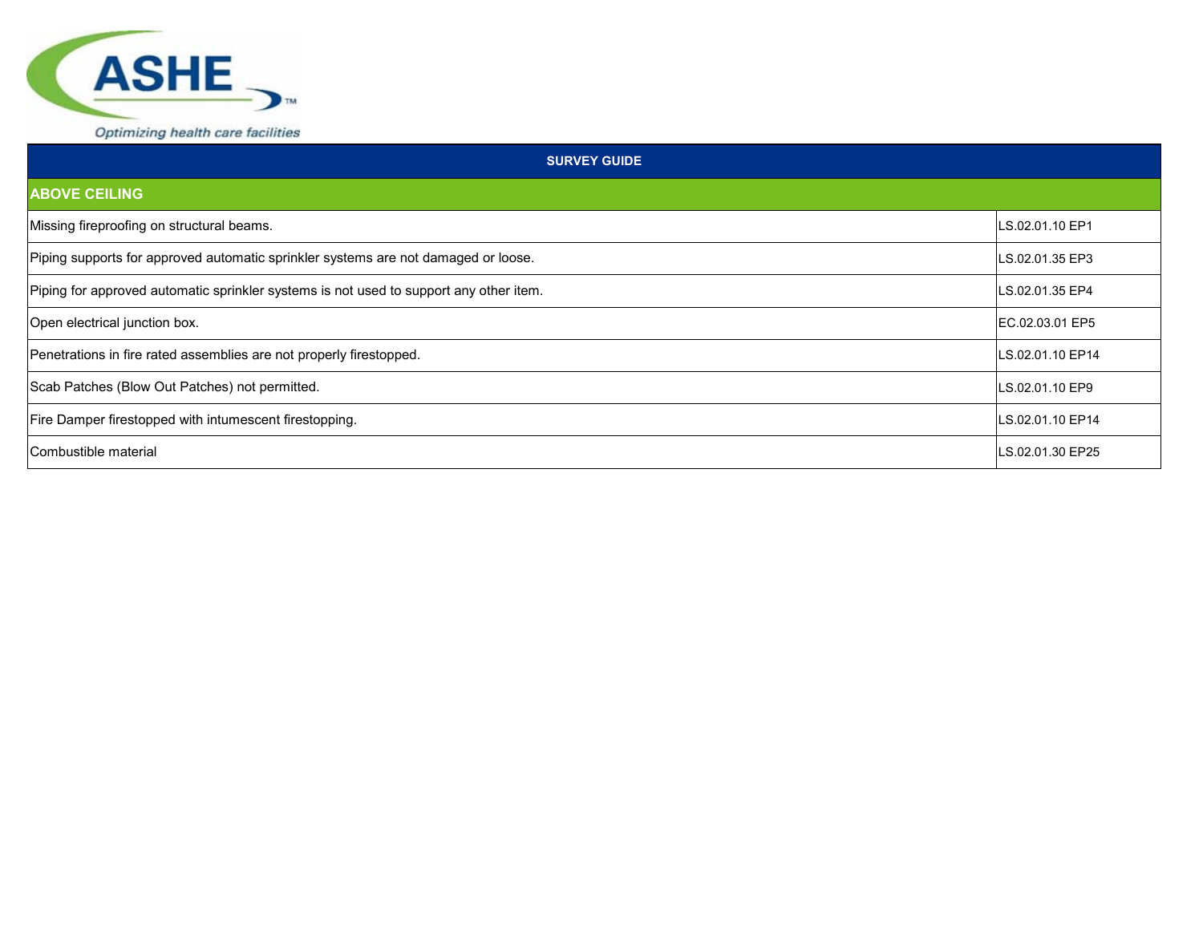ASHE

*Optimizing health care facilities*

| SURVEY GUIDE | |
|---|---|
| **ABOVE CEILING** | |
| Missing fireproofing on structural beams. | LS.02.01.10 EP1 |
| Piping supports for approved automatic sprinkler systems are not damaged or loose. | LS.02.01.35 EP3 |
| Piping for approved automatic sprinkler systems is not used to support any other item. | LS.02.01.35 EP4 |
| Open electrical junction box. | EC.02.03.01 EP5 |
| Penetrations in fire rated assemblies are not properly firestopped. | LS.02.01.10 EP14 |
| Scab Patches (Blow Out Patches) not permitted. | LS.02.01.10 EP9 |
| Fire Damper firestopped with intumescent firestopping. | LS.02.01.10 EP14 |
| Combustible material | LS.02.01.30 EP25 |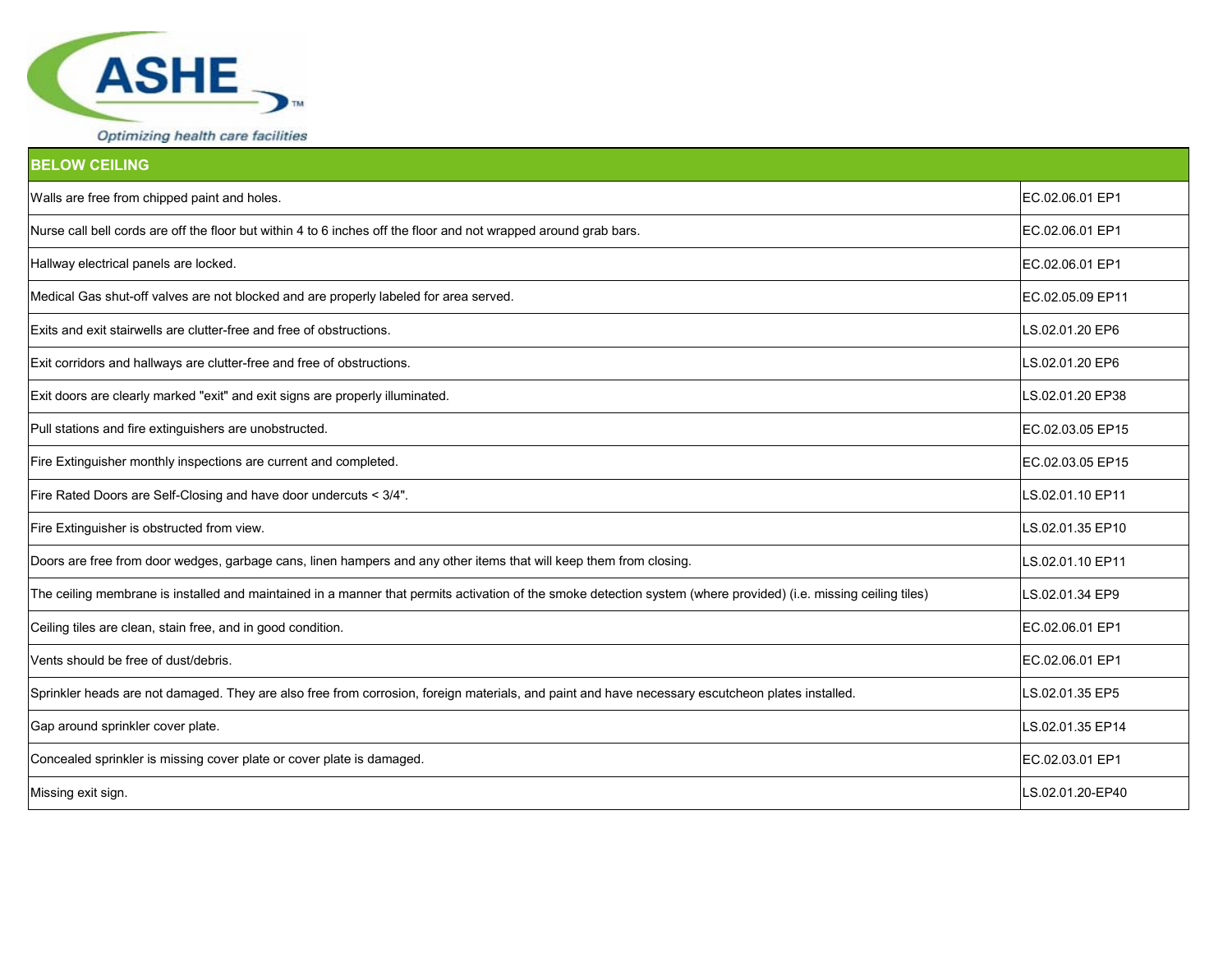| BELOW CEILING | |
|---|---|
| Walls are free from chipped paint and holes. | EC.02.06.01 EP1 |
| Nurse call bell cords are off the floor but within 4 to 6 inches off the floor and not wrapped around grab bars. | EC.02.06.01 EP1 |
| Hallway electrical panels are locked. | EC.02.06.01 EP1 |
| Medical Gas shut-off valves are not blocked and are properly labeled for area served. | EC.02.05.09 EP11 |
| Exits and exit stairwells are clutter-free and free of obstructions. | LS.02.01.20 EP6 |
| Exit corridors and hallways are clutter-free and free of obstructions. | LS.02.01.20 EP6 |
| Exit doors are clearly marked "exit" and exit signs are properly illuminated. | LS.02.01.20 EP38 |
| Pull stations and fire extinguishers are unobstructed. | EC.02.03.05 EP15 |
| Fire Extinguisher monthly inspections are current and completed. | EC.02.03.05 EP15 |
| Fire Rated Doors are Self-Closing and have door undercuts < 3/4". | LS.02.01.10 EP11 |
| Fire Extinguisher is obstructed from view. | LS.02.01.35 EP10 |
| Doors are free from door wedges, garbage cans, linen hampers and any other items that will keep them from closing. | LS.02.01.10 EP11 |
| The ceiling membrane is installed and maintained in a manner that permits activation of the smoke detection system (where provided) (i.e. missing ceiling tiles) | LS.02.01.34 EP9 |
| Ceiling tiles are clean, stain free, and in good condition. | EC.02.06.01 EP1 |
| Vents should be free of dust/debris. | EC.02.06.01 EP1 |
| Sprinkler heads are not damaged. They are also free from corrosion, foreign materials, and paint and have necessary escutcheon plates installed. | LS.02.01.35 EP5 |
| Gap around sprinkler cover plate. | LS.02.01.35 EP14 |
| Concealed sprinkler is missing cover plate or cover plate is damaged. | EC.02.03.01 EP1 |
| Missing exit sign. | LS.02.01.20-EP40 |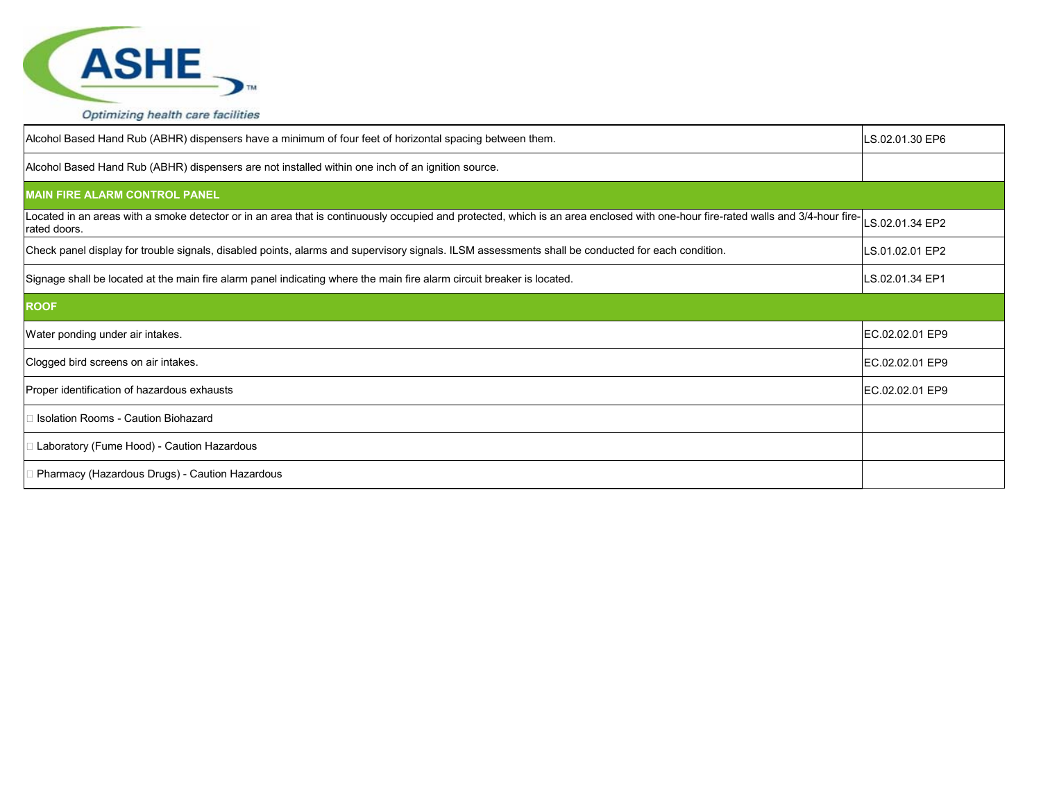| | |
|---|---|
| Alcohol Based Hand Rub (ABHR) dispensers have a minimum of four feet of horizontal spacing between them. | LS.02.01.30 EP6 |
| Alcohol Based Hand Rub (ABHR) dispensers are not installed within one inch of an ignition source. | |
| **MAIN FIRE ALARM CONTROL PANEL** | |
| Located in an areas with a smoke detector or in an area that is continuously occupied and protected, which is an area enclosed with one-hour fire-rated walls and 3/4-hour fire-rated doors. | LS.02.01.34 EP2 |
| Check panel display for trouble signals, disabled points, alarms and supervisory signals. ILSM assessments shall be conducted for each condition. | LS.01.02.01 EP2 |
| Signage shall be located at the main fire alarm panel indicating where the main fire alarm circuit breaker is located. | LS.02.01.34 EP1 |
| **ROOF** | |
| Water ponding under air intakes. | EC.02.02.01 EP9 |
| Clogged bird screens on air intakes. | EC.02.02.01 EP9 |
| Proper identification of hazardous exhausts | EC.02.02.01 EP9 |
| Isolation Rooms - Caution Biohazard | |
| Laboratory (Fume Hood) - Caution Hazardous | |
| Pharmacy (Hazardous Drugs) - Caution Hazardous | |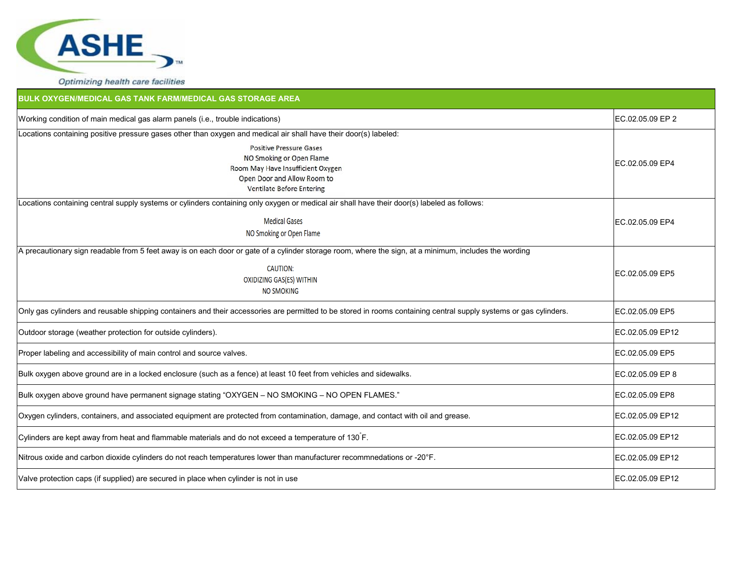| BULK OXYGEN/MEDICAL GAS TANK FARM/MEDICAL GAS STORAGE AREA | |
|---|---|
| Working condition of main medical gas alarm panels (i.e., trouble indications) | EC.02.05.09 EP 2 |
| Locations containing positive pressure gases other than oxygen and medical air shall have their door(s) labeled:<br>Positive Pressure Gases<br>NO Smoking or Open Flame<br>Room May Have Insufficient Oxygen<br>Open Door and Allow Room to<br>Ventilate Before Entering | EC.02.05.09 EP4 |
| Locations containing central supply systems or cylinders containing only oxygen or medical air shall have their door(s) labeled as follows:<br>Medical Gases<br>NO Smoking or Open Flame | EC.02.05.09 EP4 |
| A precautionary sign readable from 5 feet away is on each door or gate of a cylinder storage room, where the sign, at a minimum, includes the wording<br>CAUTION:<br>OXIDIZING GAS(ES) WITHIN<br>NO SMOKING | EC.02.05.09 EP5 |
| Only gas cylinders and reusable shipping containers and their accessories are permitted to be stored in rooms containing central supply systems or gas cylinders. | EC.02.05.09 EP5 |
| Outdoor storage (weather protection for outside cylinders). | EC.02.05.09 EP12 |
| Proper labeling and accessibility of main control and source valves. | EC.02.05.09 EP5 |
| Bulk oxygen above ground are in a locked enclosure (such as a fence) at least 10 feet from vehicles and sidewalks. | EC.02.05.09 EP 8 |
| Bulk oxygen above ground have permanent signage stating "OXYGEN – NO SMOKING – NO OPEN FLAMES." | EC.02.05.09 EP8 |
| Oxygen cylinders, containers, and associated equipment are protected from contamination, damage, and contact with oil and grease. | EC.02.05.09 EP12 |
| Cylinders are kept away from heat and flammable materials and do not exceed a temperature of 130°F. | EC.02.05.09 EP12 |
| Nitrous oxide and carbon dioxide cylinders do not reach temperatures lower than manufacturer recommnedations or -20°F. | EC.02.05.09 EP12 |
| Valve protection caps (if supplied) are secured in place when cylinder is not in use | EC.02.05.09 EP12 |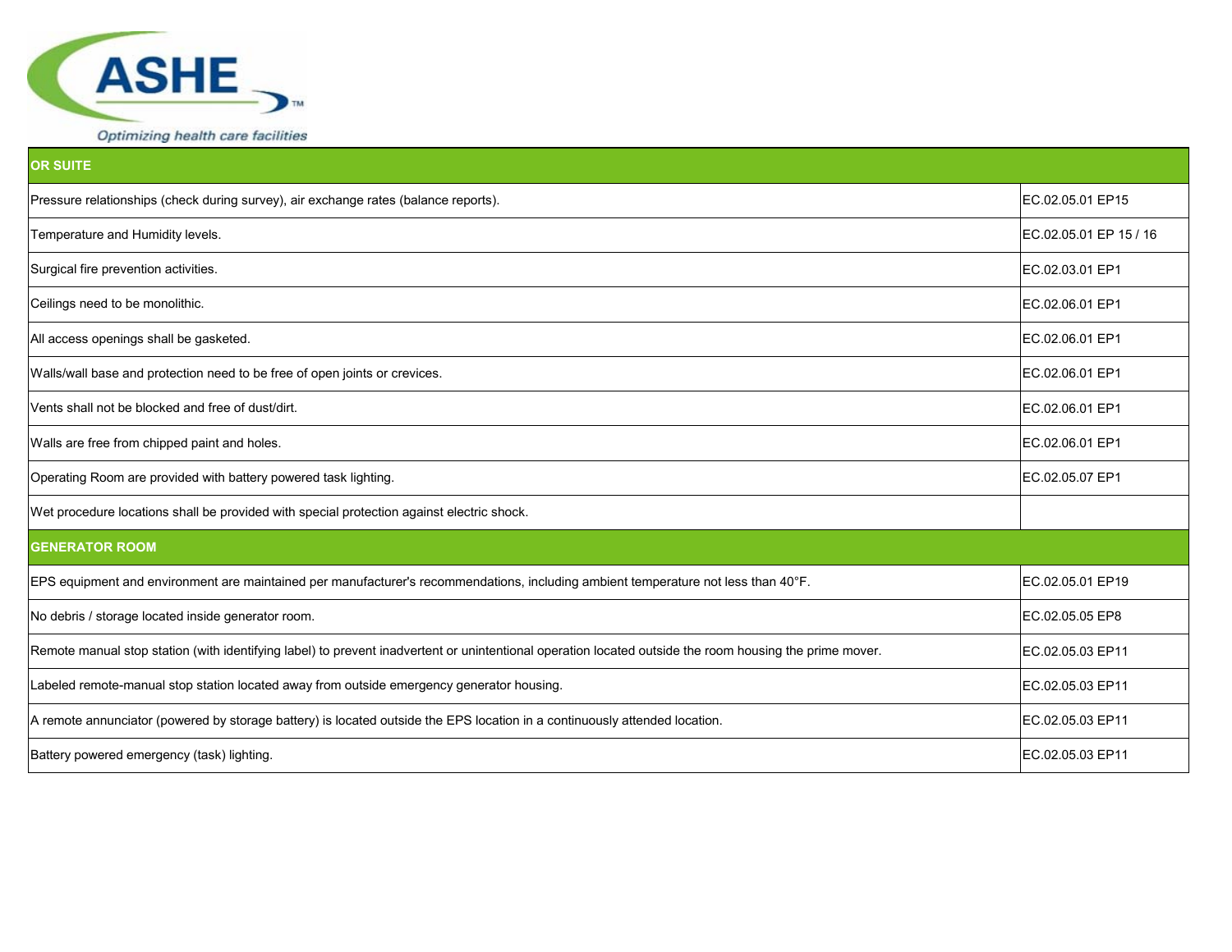ASHE

Optimizing health care facilities

| OR SUITE | |
|---|---|
| Pressure relationships (check during survey), air exchange rates (balance reports). | EC.02.05.01 EP15 |
| Temperature and Humidity levels. | EC.02.05.01 EP 15 / 16 |
| Surgical fire prevention activities. | EC.02.03.01 EP1 |
| Ceilings need to be monolithic. | EC.02.06.01 EP1 |
| All access openings shall be gasketed. | EC.02.06.01 EP1 |
| Walls/wall base and protection need to be free of open joints or crevices. | EC.02.06.01 EP1 |
| Vents shall not be blocked and free of dust/dirt. | EC.02.06.01 EP1 |
| Walls are free from chipped paint and holes. | EC.02.06.01 EP1 |
| Operating Room are provided with battery powered task lighting. | EC.02.05.07 EP1 |
| Wet procedure locations shall be provided with special protection against electric shock. | |
| **GENERATOR ROOM** | |
| EPS equipment and environment are maintained per manufacturer's recommendations, including ambient temperature not less than 40°F. | EC.02.05.01 EP19 |
| No debris / storage located inside generator room. | EC.02.05.05 EP8 |
| Remote manual stop station (with identifying label) to prevent inadvertent or unintentional operation located outside the room housing the prime mover. | EC.02.05.03 EP11 |
| Labeled remote-manual stop station located away from outside emergency generator housing. | EC.02.05.03 EP11 |
| A remote annunciator (powered by storage battery) is located outside the EPS location in a continuously attended location. | EC.02.05.03 EP11 |
| Battery powered emergency (task) lighting. | EC.02.05.03 EP11 |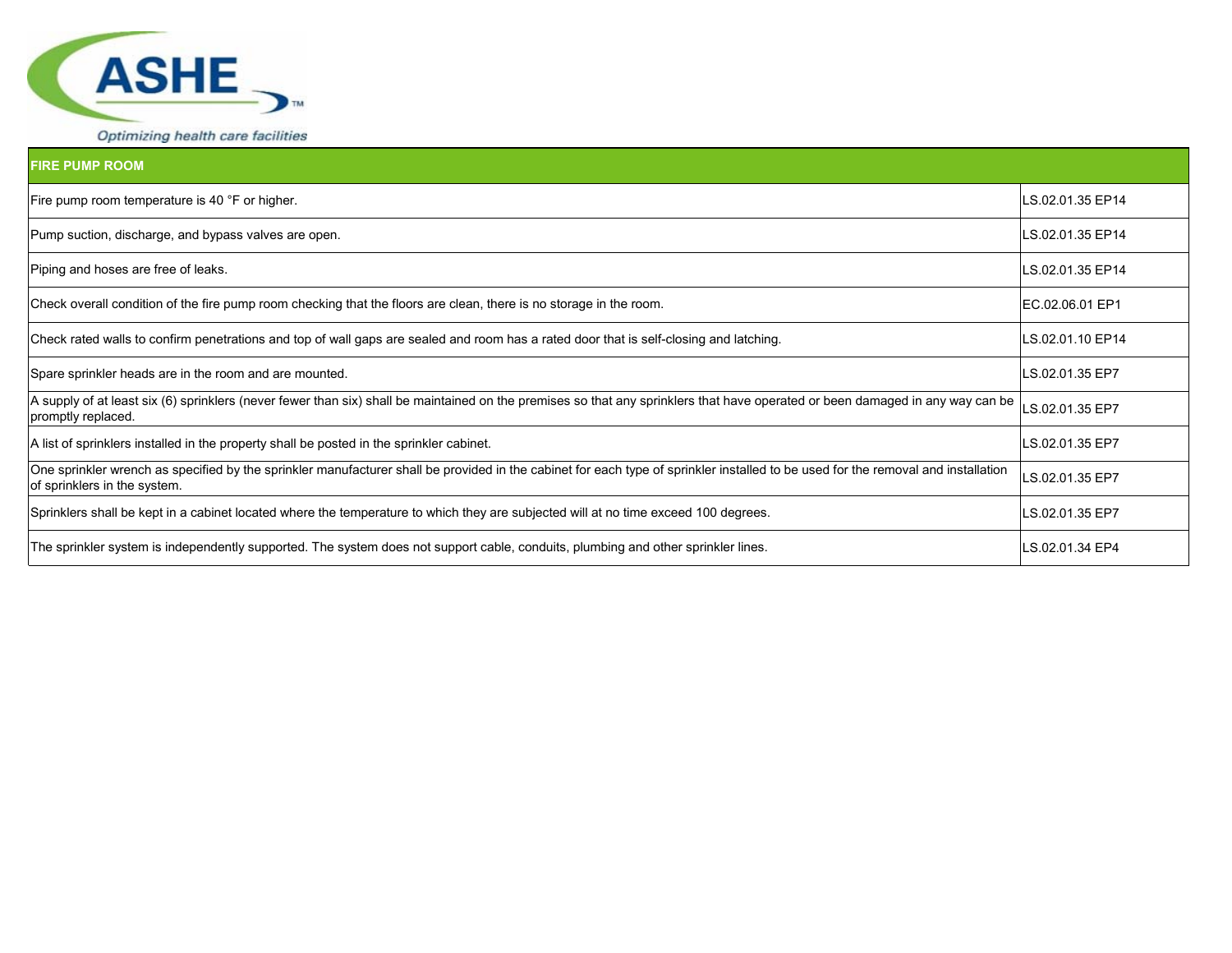| FIRE PUMP ROOM | |
|---|---|
| Fire pump room temperature is 40 °F or higher. | LS.02.01.35 EP14 |
| Pump suction, discharge, and bypass valves are open. | LS.02.01.35 EP14 |
| Piping and hoses are free of leaks. | LS.02.01.35 EP14 |
| Check overall condition of the fire pump room checking that the floors are clean, there is no storage in the room. | EC.02.06.01 EP1 |
| Check rated walls to confirm penetrations and top of wall gaps are sealed and room has a rated door that is self-closing and latching. | LS.02.01.10 EP14 |
| Spare sprinkler heads are in the room and are mounted. | LS.02.01.35 EP7 |
| A supply of at least six (6) sprinklers (never fewer than six) shall be maintained on the premises so that any sprinklers that have operated or been damaged in any way can be promptly replaced. | LS.02.01.35 EP7 |
| A list of sprinklers installed in the property shall be posted in the sprinkler cabinet. | LS.02.01.35 EP7 |
| One sprinkler wrench as specified by the sprinkler manufacturer shall be provided in the cabinet for each type of sprinkler installed to be used for the removal and installation of sprinklers in the system. | LS.02.01.35 EP7 |
| Sprinklers shall be kept in a cabinet located where the temperature to which they are subjected will at no time exceed 100 degrees. | LS.02.01.35 EP7 |
| The sprinkler system is independently supported. The system does not support cable, conduits, plumbing and other sprinkler lines. | LS.02.01.34 EP4 |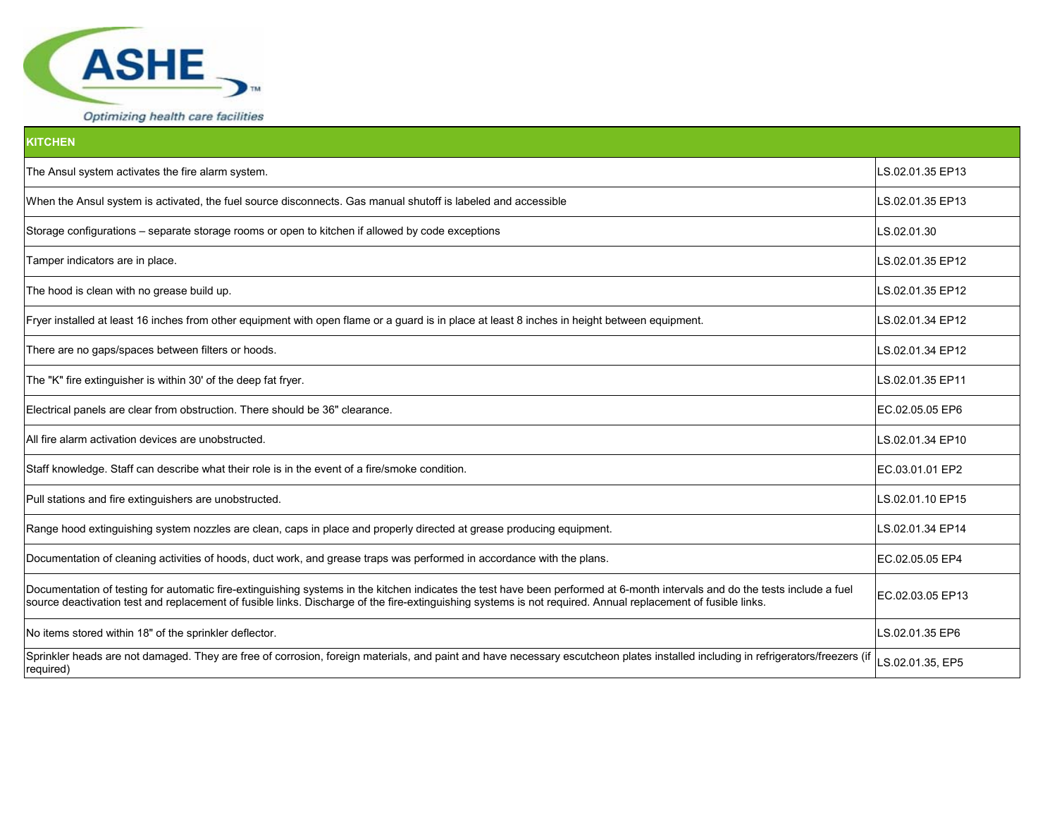| KITCHEN | |
|---|---|
| The Ansul system activates the fire alarm system. | LS.02.01.35 EP13 |
| When the Ansul system is activated, the fuel source disconnects. Gas manual shutoff is labeled and accessible | LS.02.01.35 EP13 |
| Storage configurations – separate storage rooms or open to kitchen if allowed by code exceptions | LS.02.01.30 |
| Tamper indicators are in place. | LS.02.01.35 EP12 |
| The hood is clean with no grease build up. | LS.02.01.35 EP12 |
| Fryer installed at least 16 inches from other equipment with open flame or a guard is in place at least 8 inches in height between equipment. | LS.02.01.34 EP12 |
| There are no gaps/spaces between filters or hoods. | LS.02.01.34 EP12 |
| The "K" fire extinguisher is within 30' of the deep fat fryer. | LS.02.01.35 EP11 |
| Electrical panels are clear from obstruction. There should be 36" clearance. | EC.02.05.05 EP6 |
| All fire alarm activation devices are unobstructed. | LS.02.01.34 EP10 |
| Staff knowledge. Staff can describe what their role is in the event of a fire/smoke condition. | EC.03.01.01 EP2 |
| Pull stations and fire extinguishers are unobstructed. | LS.02.01.10 EP15 |
| Range hood extinguishing system nozzles are clean, caps in place and properly directed at grease producing equipment. | LS.02.01.34 EP14 |
| Documentation of cleaning activities of hoods, duct work, and grease traps was performed in accordance with the plans. | EC.02.05.05 EP4 |
| Documentation of testing for automatic fire-extinguishing systems in the kitchen indicates the test have been performed at 6-month intervals and do the tests include a fuel source deactivation test and replacement of fusible links. Discharge of the fire-extinguishing systems is not required. Annual replacement of fusible links. | EC.02.03.05 EP13 |
| No items stored within 18" of the sprinkler deflector. | LS.02.01.35 EP6 |
| Sprinkler heads are not damaged. They are free of corrosion, foreign materials, and paint and have necessary escutcheon plates installed including in refrigerators/freezers (if required) | LS.02.01.35, EP5 |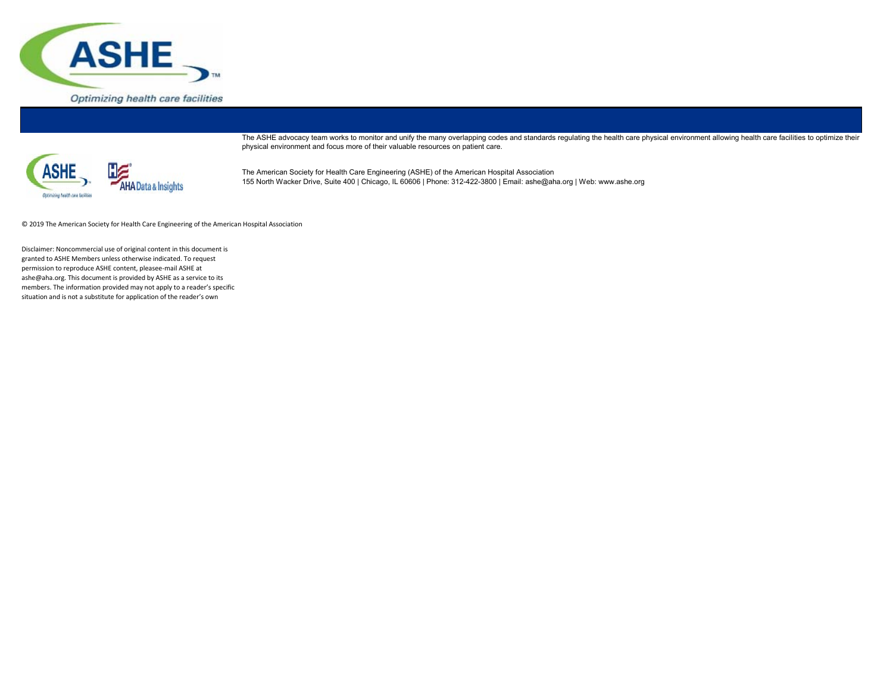Optimizing health care facilities

The ASHE advocacy team works to monitor and unify the many overlapping codes and standards regulating the health care physical environment allowing health care facilities to optimize their physical environment and focus more of their valuable resources on patient care.

The American Society for Health Care Engineering (ASHE) of the American Hospital Association
155 North Wacker Drive, Suite 400 | Chicago, IL 60606 | Phone: 312-422-3800 | Email: ashe@aha.org | Web: www.ashe.org

© 2019 The American Society for Health Care Engineering of the American Hospital Association

Disclaimer: Noncommercial use of original content in this document is granted to ASHE Members unless otherwise indicated. To request permission to reproduce ASHE content, pleasee-mail ASHE at ashe@aha.org. This document is provided by ASHE as a service to its members. The information provided may not apply to a reader's specific situation and is not a substitute for application of the reader's own